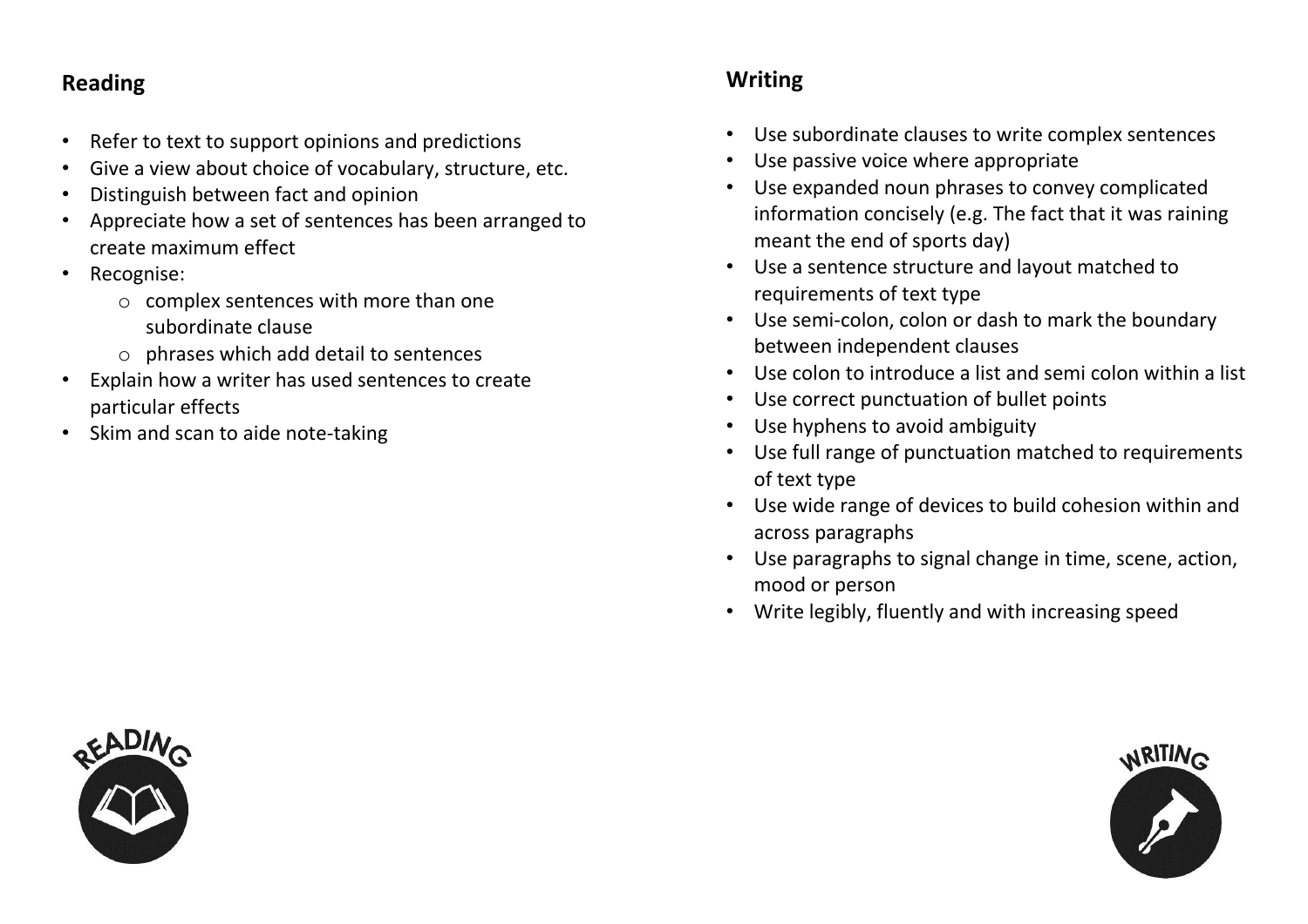## Reading

- Refer to text to support opinions and predictions
- Give a view about choice of vocabulary, structure, etc.
- Distinguish between fact and opinion
- Appreciate how a set of sentences has been arranged to create maximum effect
- Recognise:
  - complex sentences with more than one subordinate clause
  - phrases which add detail to sentences
- Explain how a writer has used sentences to create particular effects
- Skim and scan to aide note-taking

## Writing

- Use subordinate clauses to write complex sentences
- Use passive voice where appropriate
- Use expanded noun phrases to convey complicated information concisely (e.g. The fact that it was raining meant the end of sports day)
- Use a sentence structure and layout matched to requirements of text type
- Use semi-colon, colon or dash to mark the boundary between independent clauses
- Use colon to introduce a list and semi colon within a list
- Use correct punctuation of bullet points
- Use hyphens to avoid ambiguity
- Use full range of punctuation matched to requirements of text type
- Use wide range of devices to build cohesion within and across paragraphs
- Use paragraphs to signal change in time, scene, action, mood or person
- Write legibly, fluently and with increasing speed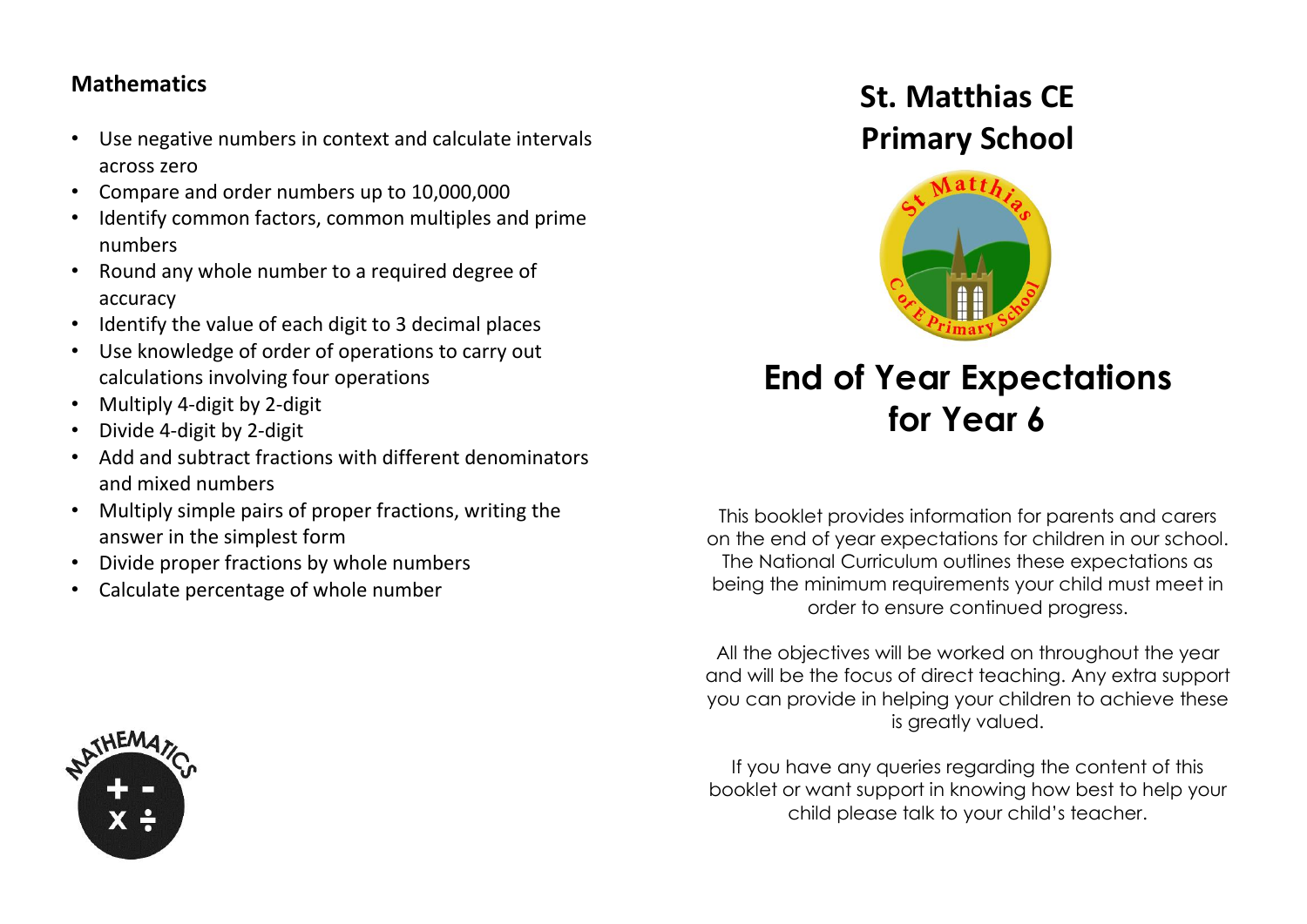## Mathematics

- Use negative numbers in context and calculate intervals across zero
- Compare and order numbers up to 10,000,000
- Identify common factors, common multiples and prime numbers
- Round any whole number to a required degree of accuracy
- Identify the value of each digit to 3 decimal places
- Use knowledge of order of operations to carry out calculations involving four operations
- Multiply 4-digit by 2-digit
- Divide 4-digit by 2-digit
- Add and subtract fractions with different denominators and mixed numbers
- Multiply simple pairs of proper fractions, writing the answer in the simplest form
- Divide proper fractions by whole numbers
- Calculate percentage of whole number

# St. Matthias CE Primary School

# End of Year Expectations for Year 6

This booklet provides information for parents and carers on the end of year expectations for children in our school. The National Curriculum outlines these expectations as being the minimum requirements your child must meet in order to ensure continued progress.

All the objectives will be worked on throughout the year and will be the focus of direct teaching. Any extra support you can provide in helping your children to achieve these is greatly valued.

If you have any queries regarding the content of this booklet or want support in knowing how best to help your child please talk to your child's teacher.